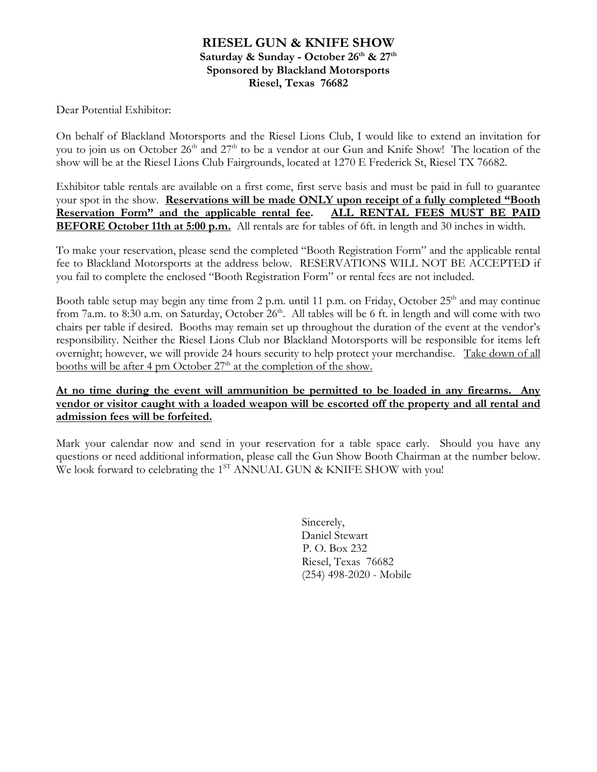# RIESEL GUN & KNIFE SHOW

**Saturday & Sunday - October 26th & 27th**
**Sponsored by Blackland Motorsports**
**Riesel, Texas 76682**

Dear Potential Exhibitor:

On behalf of Blackland Motorsports and the Riesel Lions Club, I would like to extend an invitation for you to join us on October 26th and 27th to be a vendor at our Gun and Knife Show! The location of the show will be at the Riesel Lions Club Fairgrounds, located at 1270 E Frederick St, Riesel TX 76682.

Exhibitor table rentals are available on a first come, first serve basis and must be paid in full to guarantee your spot in the show. **Reservations will be made ONLY upon receipt of a fully completed "Booth Reservation Form" and the applicable rental fee.** **ALL RENTAL FEES MUST BE PAID BEFORE October 11th at 5:00 p.m.** All rentals are for tables of 6ft. in length and 30 inches in width.

To make your reservation, please send the completed "Booth Registration Form" and the applicable rental fee to Blackland Motorsports at the address below. RESERVATIONS WILL NOT BE ACCEPTED if you fail to complete the enclosed "Booth Registration Form" or rental fees are not included.

Booth table setup may begin any time from 2 p.m. until 11 p.m. on Friday, October 25th and may continue from 7a.m. to 8:30 a.m. on Saturday, October 26th. All tables will be 6 ft. in length and will come with two chairs per table if desired. Booths may remain set up throughout the duration of the event at the vendor's responsibility. Neither the Riesel Lions Club nor Blackland Motorsports will be responsible for items left overnight; however, we will provide 24 hours security to help protect your merchandise. Take down of all booths will be after 4 pm October 27th at the completion of the show.

**At no time during the event will ammunition be permitted to be loaded in any firearms. Any vendor or visitor caught with a loaded weapon will be escorted off the property and all rental and admission fees will be forfeited.**

Mark your calendar now and send in your reservation for a table space early. Should you have any questions or need additional information, please call the Gun Show Booth Chairman at the number below. We look forward to celebrating the 1ST ANNUAL GUN & KNIFE SHOW with you!

Sincerely,
Daniel Stewart
P. O. Box 232
Riesel, Texas 76682
(254) 498-2020 - Mobile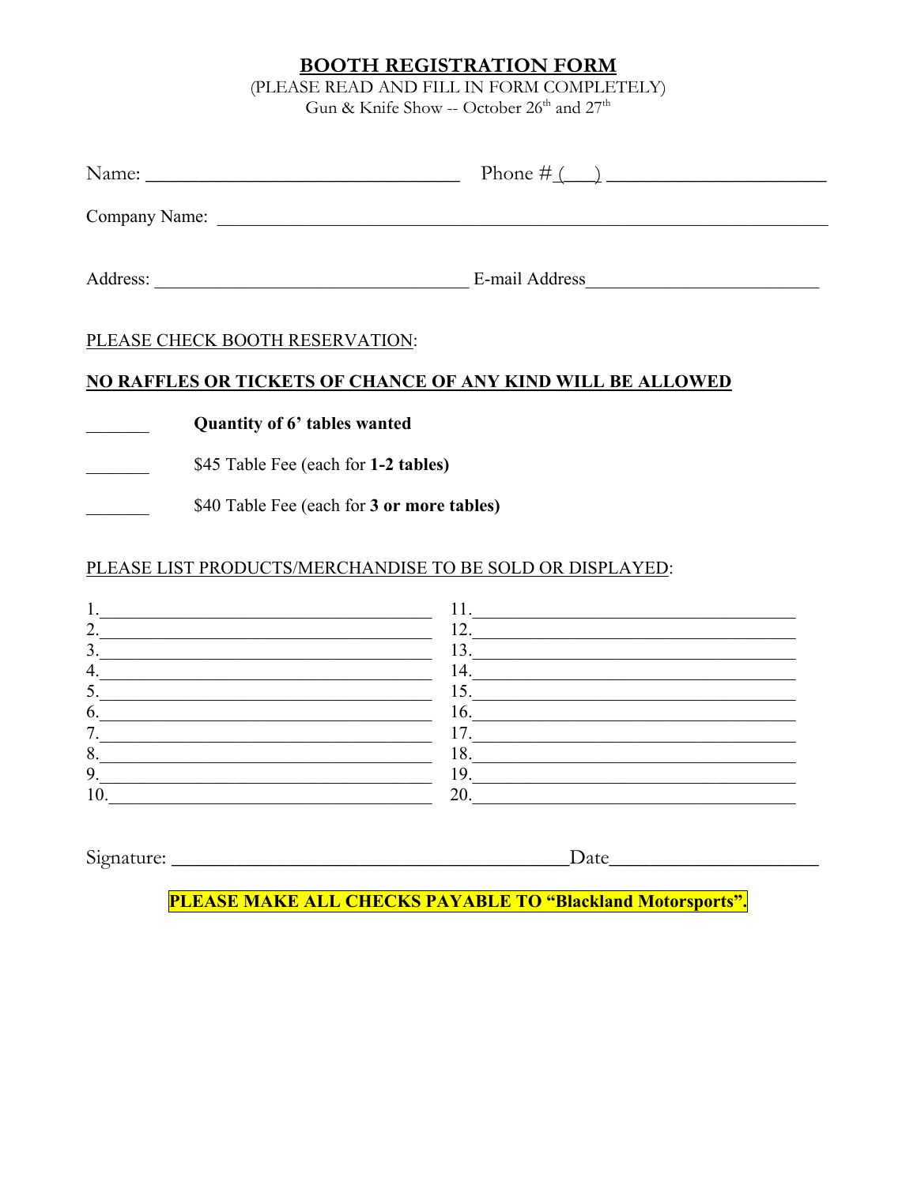# BOOTH REGISTRATION FORM

(PLEASE READ AND FILL IN FORM COMPLETELY)

Gun & Knife Show -- October 26th and 27th

Name: ________________________________ Phone # (___) ______________________

Company Name: _______________________________________________________________

Address: _________________________________ E-mail Address________________________

PLEASE CHECK BOOTH RESERVATION:

**NO RAFFLES OR TICKETS OF CHANCE OF ANY KIND WILL BE ALLOWED**

_______ **Quantity of 6' tables wanted**

_______ $45 Table Fee (each for **1-2 tables)**

_______ $40 Table Fee (each for **3 or more tables)**

PLEASE LIST PRODUCTS/MERCHANDISE TO BE SOLD OR DISPLAYED:

| | |
|---|---|
| 1.__________________________________ | 11.__________________________________ |
| 2.__________________________________ | 12.__________________________________ |
| 3.__________________________________ | 13.__________________________________ |
| 4.__________________________________ | 14.__________________________________ |
| 5.__________________________________ | 15.__________________________________ |
| 6.__________________________________ | 16.__________________________________ |
| 7.__________________________________ | 17.__________________________________ |
| 8.__________________________________ | 18.__________________________________ |
| 9.__________________________________ | 19.__________________________________ |
| 10.__________________________________ | 20.__________________________________ |

Signature: ________________________________________Date_____________________

**PLEASE MAKE ALL CHECKS PAYABLE TO "Blackland Motorsports".**